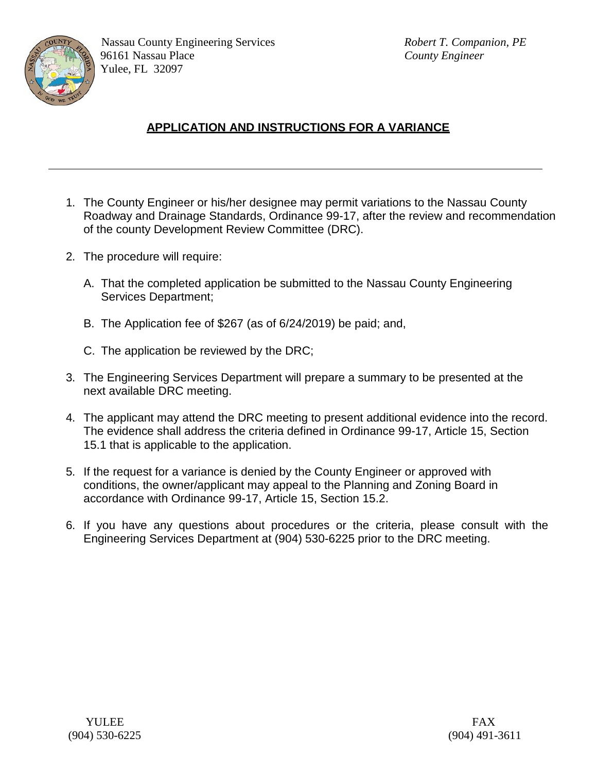Nassau County Engineering Services
96161 Nassau Place
Yulee, FL 32097

*Robert T. Companion, PE*
*County Engineer*

## APPLICATION AND INSTRUCTIONS FOR A VARIANCE

---

1. The County Engineer or his/her designee may permit variations to the Nassau County Roadway and Drainage Standards, Ordinance 99-17, after the review and recommendation of the county Development Review Committee (DRC).

2. The procedure will require:

   A. That the completed application be submitted to the Nassau County Engineering Services Department;

   B. The Application fee of $267 (as of 6/24/2019) be paid; and,

   C. The application be reviewed by the DRC;

3. The Engineering Services Department will prepare a summary to be presented at the next available DRC meeting.

4. The applicant may attend the DRC meeting to present additional evidence into the record. The evidence shall address the criteria defined in Ordinance 99-17, Article 15, Section 15.1 that is applicable to the application.

5. If the request for a variance is denied by the County Engineer or approved with conditions, the owner/applicant may appeal to the Planning and Zoning Board in accordance with Ordinance 99-17, Article 15, Section 15.2.

6. If you have any questions about procedures or the criteria, please consult with the Engineering Services Department at (904) 530-6225 prior to the DRC meeting.

YULEE
(904) 530-6225

FAX
(904) 491-3611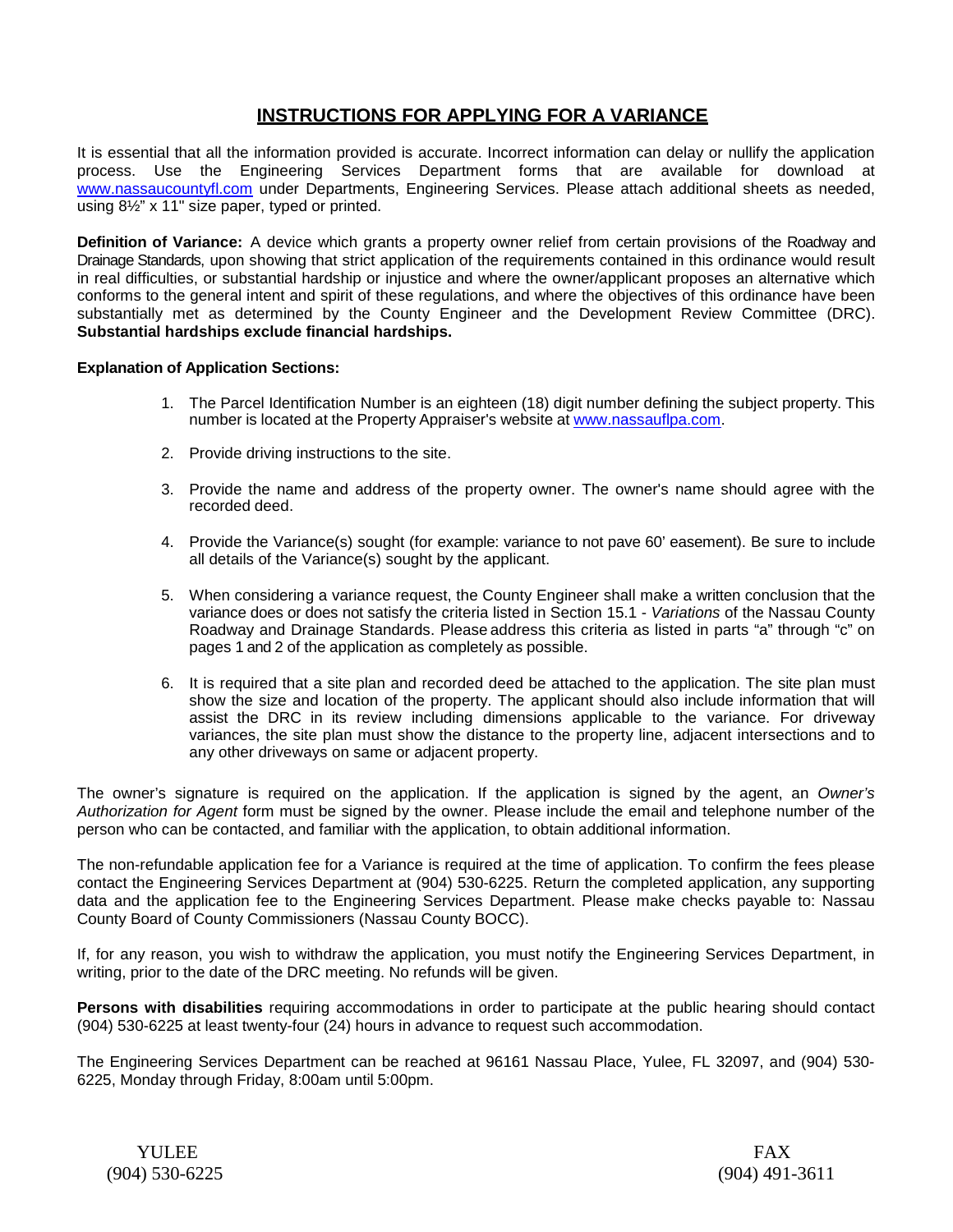# INSTRUCTIONS FOR APPLYING FOR A VARIANCE

It is essential that all the information provided is accurate. Incorrect information can delay or nullify the application process. Use the Engineering Services Department forms that are available for download at www.nassaucountyfl.com under Departments, Engineering Services. Please attach additional sheets as needed, using 8½" x 11" size paper, typed or printed.

**Definition of Variance:** A device which grants a property owner relief from certain provisions of the Roadway and Drainage Standards, upon showing that strict application of the requirements contained in this ordinance would result in real difficulties, or substantial hardship or injustice and where the owner/applicant proposes an alternative which conforms to the general intent and spirit of these regulations, and where the objectives of this ordinance have been substantially met as determined by the County Engineer and the Development Review Committee (DRC). **Substantial hardships exclude financial hardships.**

**Explanation of Application Sections:**

1. The Parcel Identification Number is an eighteen (18) digit number defining the subject property. This number is located at the Property Appraiser's website at www.nassauflpa.com.

2. Provide driving instructions to the site.

3. Provide the name and address of the property owner. The owner's name should agree with the recorded deed.

4. Provide the Variance(s) sought (for example: variance to not pave 60' easement). Be sure to include all details of the Variance(s) sought by the applicant.

5. When considering a variance request, the County Engineer shall make a written conclusion that the variance does or does not satisfy the criteria listed in Section 15.1 - *Variations* of the Nassau County Roadway and Drainage Standards. Please address this criteria as listed in parts "a" through "c" on pages 1 and 2 of the application as completely as possible.

6. It is required that a site plan and recorded deed be attached to the application. The site plan must show the size and location of the property. The applicant should also include information that will assist the DRC in its review including dimensions applicable to the variance. For driveway variances, the site plan must show the distance to the property line, adjacent intersections and to any other driveways on same or adjacent property.

The owner's signature is required on the application. If the application is signed by the agent, an *Owner's Authorization for Agent* form must be signed by the owner. Please include the email and telephone number of the person who can be contacted, and familiar with the application, to obtain additional information.

The non-refundable application fee for a Variance is required at the time of application. To confirm the fees please contact the Engineering Services Department at (904) 530-6225. Return the completed application, any supporting data and the application fee to the Engineering Services Department. Please make checks payable to: Nassau County Board of County Commissioners (Nassau County BOCC).

If, for any reason, you wish to withdraw the application, you must notify the Engineering Services Department, in writing, prior to the date of the DRC meeting. No refunds will be given.

**Persons with disabilities** requiring accommodations in order to participate at the public hearing should contact (904) 530-6225 at least twenty-four (24) hours in advance to request such accommodation.

The Engineering Services Department can be reached at 96161 Nassau Place, Yulee, FL 32097, and (904) 530-6225, Monday through Friday, 8:00am until 5:00pm.

YULEE
(904) 530-6225

FAX
(904) 491-3611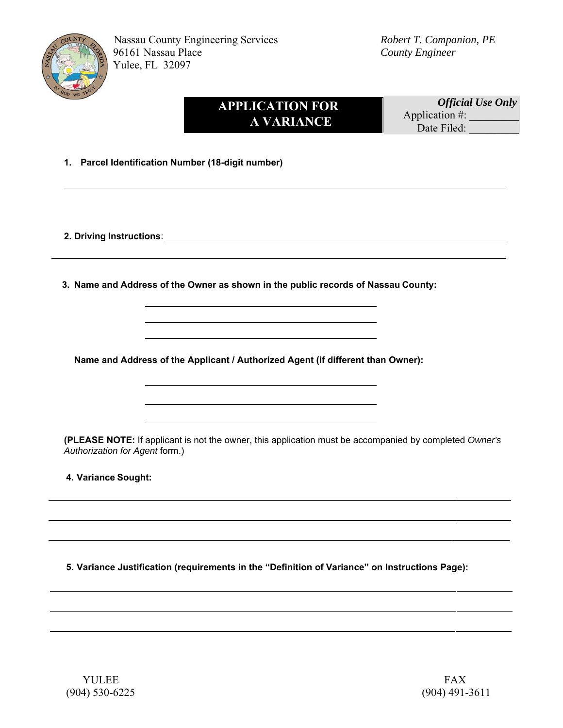Nassau County Engineering Services
96161 Nassau Place
Yulee, FL 32097

*Robert T. Companion, PE*
*County Engineer*

# APPLICATION FOR A VARIANCE

| ***Official Use Only*** |
|---|
| Application #: _________ |
| Date Filed: _________ |

**1. Parcel Identification Number (18-digit number)**

______________________________________________________________________

**2. Driving Instructions**: ______________________________________________________________

______________________________________________________________________

**3. Name and Address of the Owner as shown in the public records of Nassau County:**

________________________________________

________________________________________

________________________________________

**Name and Address of the Applicant / Authorized Agent (if different than Owner):**

________________________________________

________________________________________

________________________________________

**(PLEASE NOTE:** If applicant is not the owner, this application must be accompanied by completed *Owner's Authorization for Agent* form.)

**4. Variance Sought:**

______________________________________________________________________

______________________________________________________________________

______________________________________________________________________

**5. Variance Justification (requirements in the "Definition of Variance" on Instructions Page):**

______________________________________________________________________

______________________________________________________________________

______________________________________________________________________

YULEE
(904) 530-6225

FAX
(904) 491-3611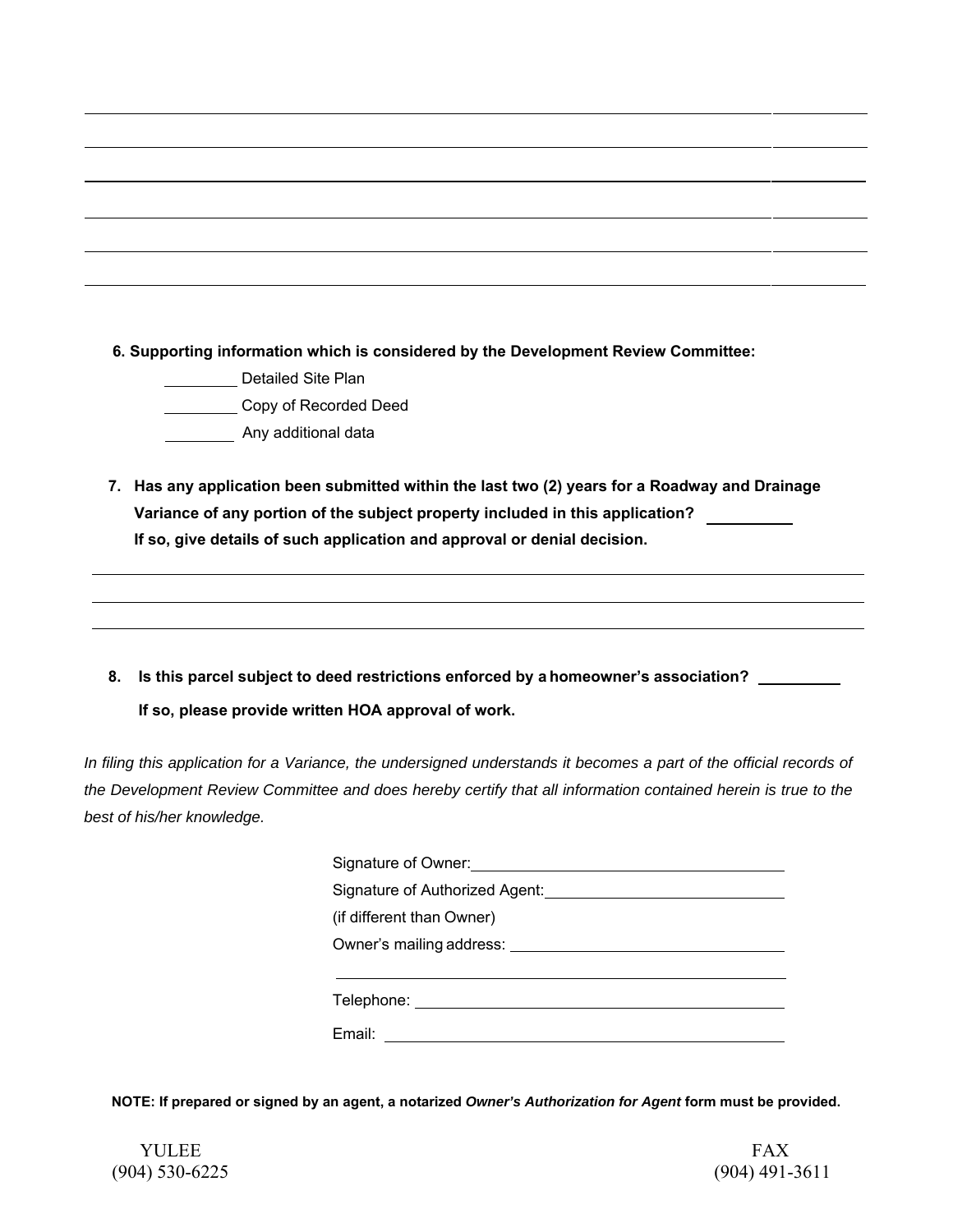6. **Supporting information which is considered by the Development Review Committee:**

_________ Detailed Site Plan

_________ Copy of Recorded Deed

_________ Any additional data

7. **Has any application been submitted within the last two (2) years for a Roadway and Drainage Variance of any portion of the subject property included in this application?** __________
   **If so, give details of such application and approval or denial decision.**

8. **Is this parcel subject to deed restrictions enforced by a homeowner's association?** __________
   **If so, please provide written HOA approval of work.**

*In filing this application for a Variance, the undersigned understands it becomes a part of the official records of the Development Review Committee and does hereby certify that all information contained herein is true to the best of his/her knowledge.*

Signature of Owner: ____________________________________

Signature of Authorized Agent: ____________________________
(if different than Owner)

Owner's mailing address: _________________________________

_____________________________________________________

Telephone: ___________________________________________

Email: _______________________________________________

**NOTE: If prepared or signed by an agent, a notarized *Owner's Authorization for Agent* form must be provided.**

YULEE
(904) 530-6225

FAX
(904) 491-3611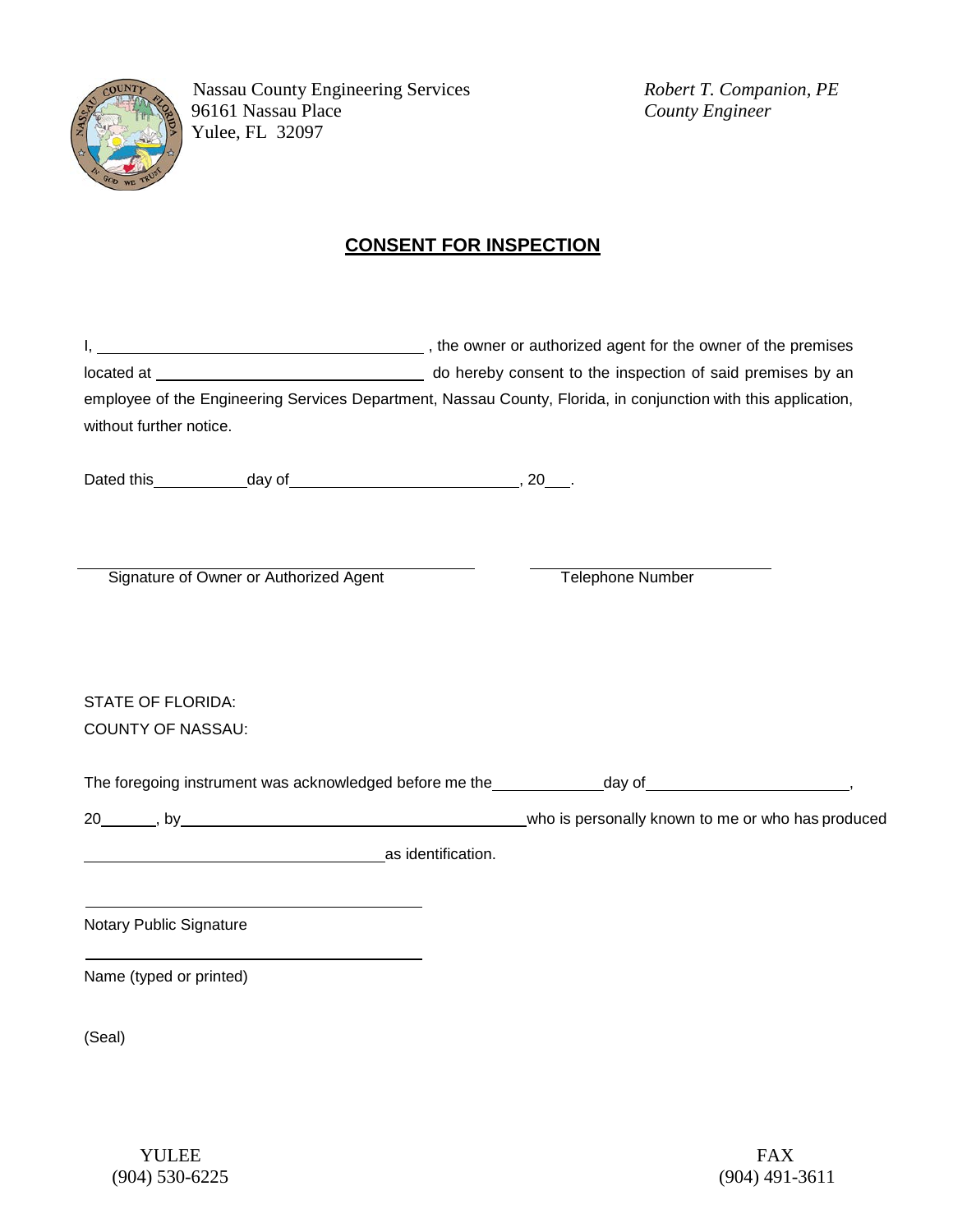Nassau County Engineering Services
96161 Nassau Place
Yulee, FL 32097

*Robert T. Companion, PE*
*County Engineer*

## **CONSENT FOR INSPECTION**

I, ______________________________ , the owner or authorized agent for the owner of the premises located at ________________________ do hereby consent to the inspection of said premises by an employee of the Engineering Services Department, Nassau County, Florida, in conjunction with this application, without further notice.

Dated this __________ day of ________________________, 20___.

______________________________________
Signature of Owner or Authorized Agent

______________________
Telephone Number

STATE OF FLORIDA:
COUNTY OF NASSAU:

The foregoing instrument was acknowledged before me the ___________ day of ____________________,
20______, by ________________________________ who is personally known to me or who has produced ______________________________ as identification.

______________________________
Notary Public Signature

______________________________
Name (typed or printed)

(Seal)

YULEE
(904) 530-6225

FAX
(904) 491-3611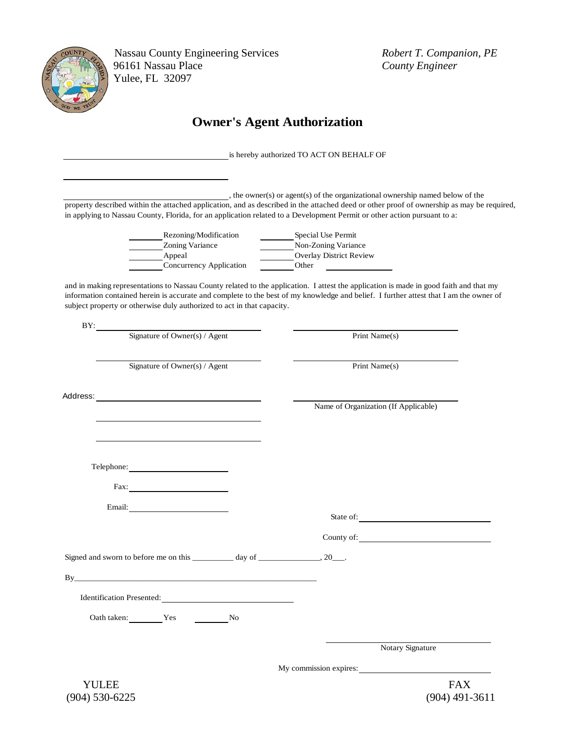Nassau County Engineering Services
96161 Nassau Place
Yulee, FL 32097

*Robert T. Companion, PE*
*County Engineer*

# Owner's Agent Authorization

_________________________________ is hereby authorized TO ACT ON BEHALF OF

_________________________________

_________________________________, the owner(s) or agent(s) of the organizational ownership named below of the property described within the attached application, and as described in the attached deed or other proof of ownership as may be required, in applying to Nassau County, Florida, for an application related to a Development Permit or other action pursuant to a:

| | |
|---|---|
| ______ Rezoning/Modification | ______ Special Use Permit |
| ______ Zoning Variance | ______ Non-Zoning Variance |
| ______ Appeal | ______ Overlay District Review |
| ______ Concurrency Application | ______ Other ____________ |

and in making representations to Nassau County related to the application. I attest the application is made in good faith and that my information contained herein is accurate and complete to the best of my knowledge and belief. I further attest that I am the owner of subject property or otherwise duly authorized to act in that capacity.

BY: _________________________________ Signature of Owner(s) / Agent

_________________________________ Print Name(s)

_________________________________ Signature of Owner(s) / Agent

_________________________________ Print Name(s)

Address: _________________________________

_________________________________

_________________________________

_________________________________ Name of Organization (If Applicable)

Telephone: ____________________

Fax: ____________________

Email: ____________________

State of: ____________________

County of: ____________________

Signed and sworn to before me on this _________ day of ______________, 20___.

By_________________________________________________________

Identification Presented: ____________________________

Oath taken: ______ Yes ______ No

_________________________________ Notary Signature

My commission expires: ____________________

YULEE
(904) 530-6225

FAX
(904) 491-3611